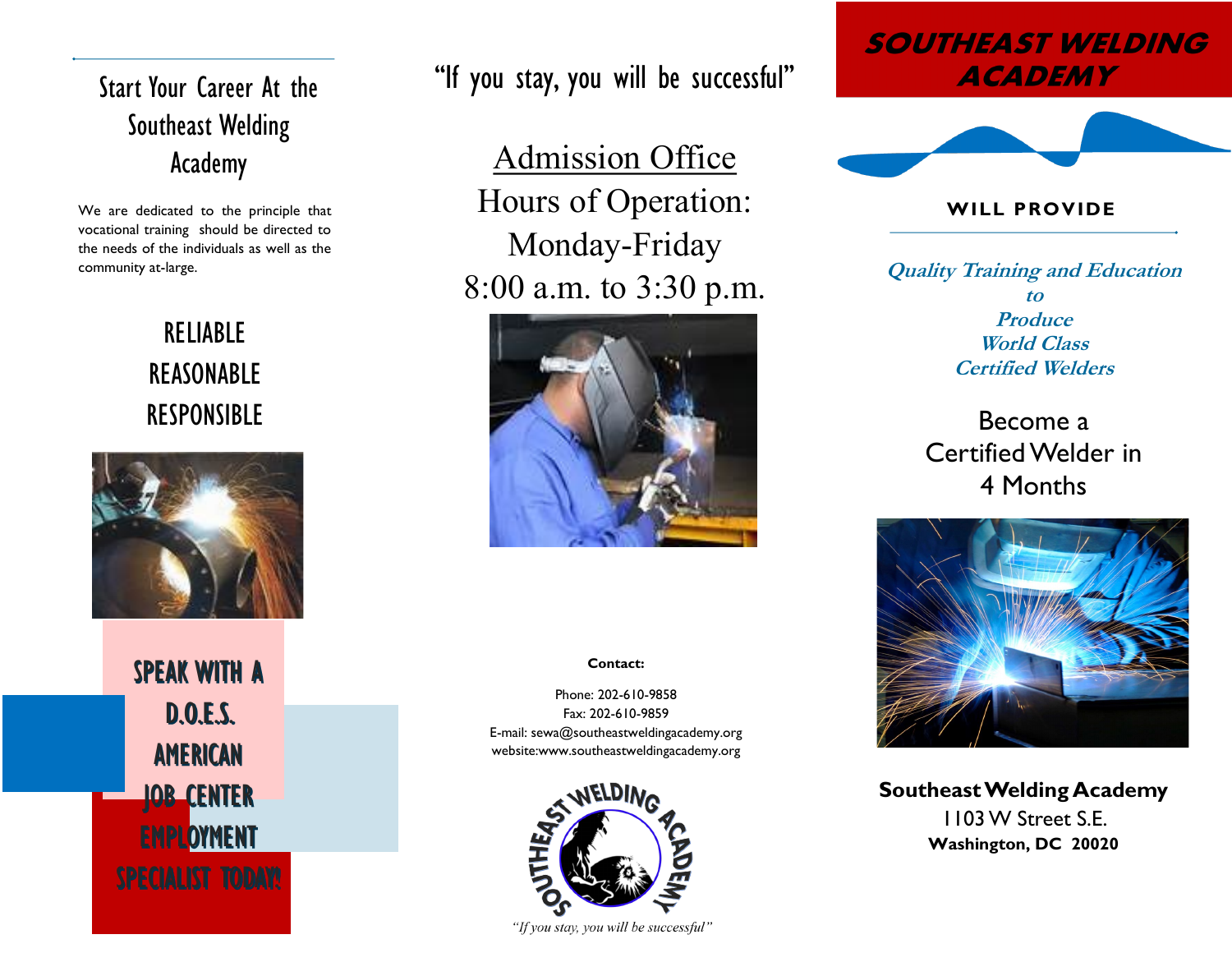## Start Your Career At the Southeast Welding Academy

We are dedicated to the principle that vocational training should be directed to the needs of the individuals as well as the community at-large.

RELIABLE

REASONABLE

RESPONSIBLE

**SPEAK WITH A D.O.E.S. AMERICAN JOB CENTER EMPLOYMENT SPECIALIST TODAY!**

"If you stay, you will be successful"

## Admission Office

Hours of Operation:

Monday-Friday

8:00 a.m. to 3:30 p.m.

**Contact:**

Phone: 202-610-9858

Fax: 202-610-9859

E-mail: sewa@southeastweldingacademy.org

website:www.southeastweldingacademy.org

SOUTHEAST WELDING ACADEMY

*"If you stay, you will be successful"*

# SOUTHEAST WELDING ACADEMY

**WILL PROVIDE**

***Quality Training and Education to Produce World Class Certified Welders***

Become a Certified Welder in 4 Months

**Southeast Welding Academy**

1103 W Street S.E.

**Washington, DC 20020**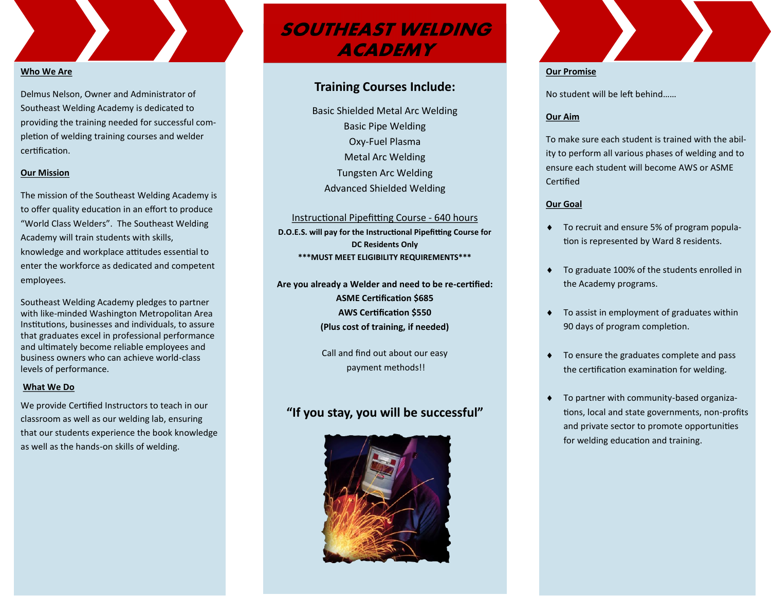### Who We Are

Delmus Nelson, Owner and Administrator of Southeast Welding Academy is dedicated to providing the training needed for successful completion of welding training courses and welder certification.

### Our Mission

The mission of the Southeast Welding Academy is to offer quality education in an effort to produce "World Class Welders". The Southeast Welding Academy will train students with skills, knowledge and workplace attitudes essential to enter the workforce as dedicated and competent employees.

Southeast Welding Academy pledges to partner with like-minded Washington Metropolitan Area Institutions, businesses and individuals, to assure that graduates excel in professional performance and ultimately become reliable employees and business owners who can achieve world-class levels of performance.

### What We Do

We provide Certified Instructors to teach in our classroom as well as our welding lab, ensuring that our students experience the book knowledge as well as the hands-on skills of welding.

# SOUTHEAST WELDING ACADEMY

## Training Courses Include:

Basic Shielded Metal Arc Welding
Basic Pipe Welding
Oxy-Fuel Plasma
Metal Arc Welding
Tungsten Arc Welding
Advanced Shielded Welding

Instructional Pipefitting Course - 640 hours

**D.O.E.S. will pay for the Instructional Pipefitting Course for DC Residents Only**

**\*\*\*MUST MEET ELIGIBILITY REQUIREMENTS\*\*\***

**Are you already a Welder and need to be re-certified:**
**ASME Certification $685**
**AWS Certification $550**
**(Plus cost of training, if needed)**

Call and find out about our easy payment methods!!

**"If you stay, you will be successful"**

### Our Promise

No student will be left behind……

### Our Aim

To make sure each student is trained with the ability to perform all various phases of welding and to ensure each student will become AWS or ASME Certified

### Our Goal

- To recruit and ensure 5% of program population is represented by Ward 8 residents.
- To graduate 100% of the students enrolled in the Academy programs.
- To assist in employment of graduates within 90 days of program completion.
- To ensure the graduates complete and pass the certification examination for welding.
- To partner with community-based organizations, local and state governments, non-profits and private sector to promote opportunities for welding education and training.